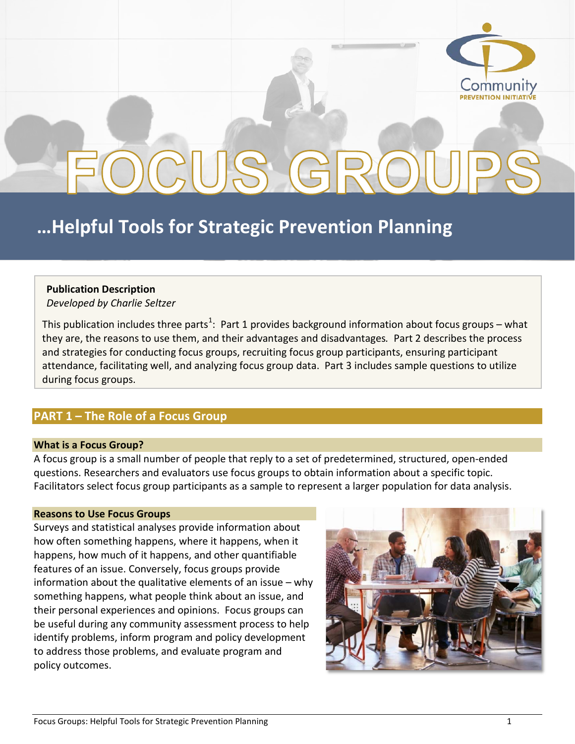# FOCUS GROUPS

## …Helpful Tools for Strategic Prevention Planning

**Publication Description**
*Developed by Charlie Seltzer*

This publication includes three parts[1]: Part 1 provides background information about focus groups – what they are, the reasons to use them, and their advantages and disadvantages. Part 2 describes the process and strategies for conducting focus groups, recruiting focus group participants, ensuring participant attendance, facilitating well, and analyzing focus group data. Part 3 includes sample questions to utilize during focus groups.

## PART 1 – The Role of a Focus Group

### What is a Focus Group?

A focus group is a small number of people that reply to a set of predetermined, structured, open-ended questions. Researchers and evaluators use focus groups to obtain information about a specific topic. Facilitators select focus group participants as a sample to represent a larger population for data analysis.

### Reasons to Use Focus Groups

Surveys and statistical analyses provide information about how often something happens, where it happens, when it happens, how much of it happens, and other quantifiable features of an issue. Conversely, focus groups provide information about the qualitative elements of an issue – why something happens, what people think about an issue, and their personal experiences and opinions. Focus groups can be useful during any community assessment process to help identify problems, inform program and policy development to address those problems, and evaluate program and policy outcomes.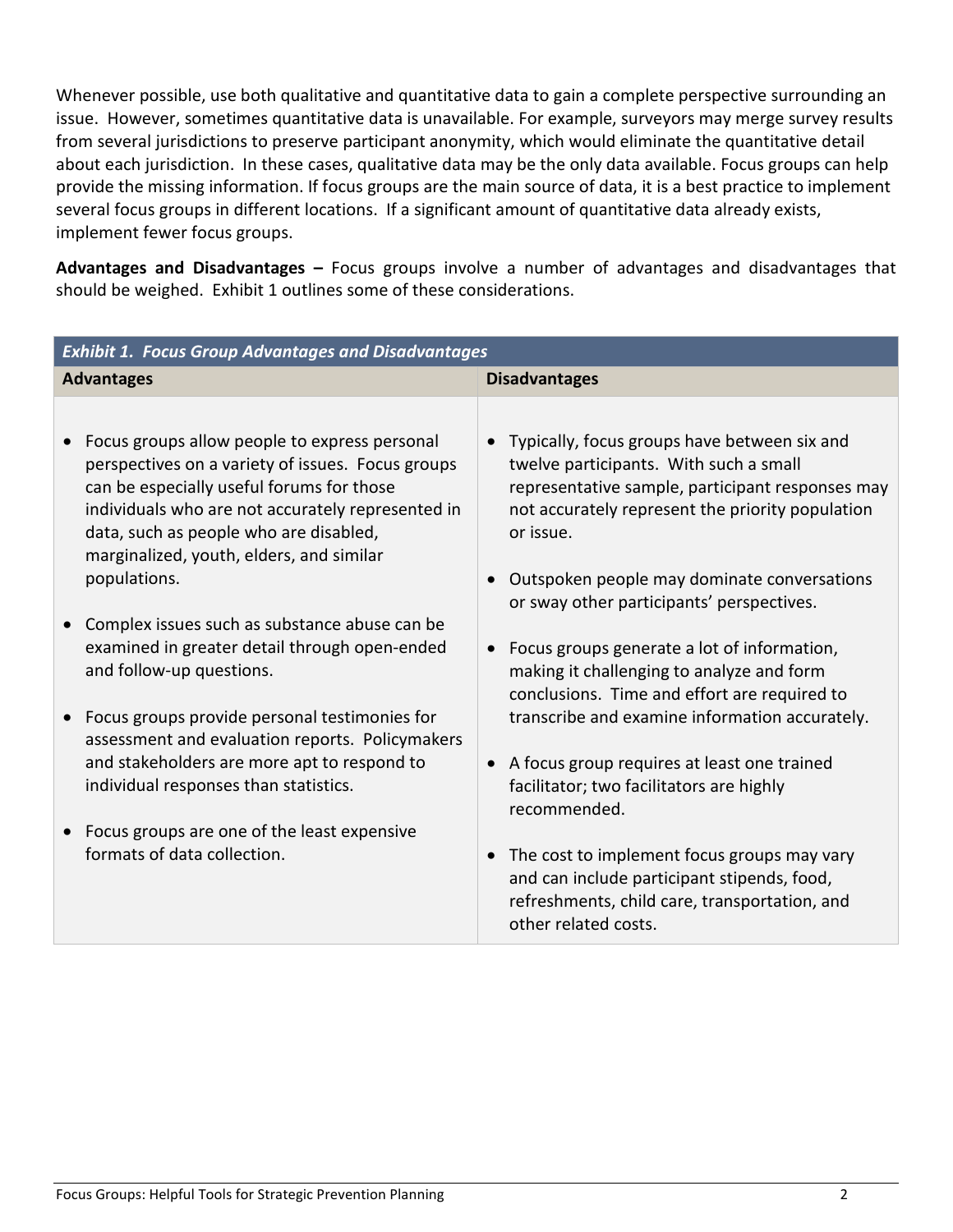Whenever possible, use both qualitative and quantitative data to gain a complete perspective surrounding an issue. However, sometimes quantitative data is unavailable. For example, surveyors may merge survey results from several jurisdictions to preserve participant anonymity, which would eliminate the quantitative detail about each jurisdiction. In these cases, qualitative data may be the only data available. Focus groups can help provide the missing information. If focus groups are the main source of data, it is a best practice to implement several focus groups in different locations. If a significant amount of quantitative data already exists, implement fewer focus groups.

**Advantages and Disadvantages –** Focus groups involve a number of advantages and disadvantages that should be weighed. Exhibit 1 outlines some of these considerations.

***Exhibit 1. Focus Group Advantages and Disadvantages***

| Advantages | Disadvantages |
|---|---|
| • Focus groups allow people to express personal perspectives on a variety of issues. Focus groups can be especially useful forums for those individuals who are not accurately represented in data, such as people who are disabled, marginalized, youth, elders, and similar populations.<br><br>• Complex issues such as substance abuse can be examined in greater detail through open-ended and follow-up questions.<br><br>• Focus groups provide personal testimonies for assessment and evaluation reports. Policymakers and stakeholders are more apt to respond to individual responses than statistics.<br><br>• Focus groups are one of the least expensive formats of data collection. | • Typically, focus groups have between six and twelve participants. With such a small representative sample, participant responses may not accurately represent the priority population or issue.<br><br>• Outspoken people may dominate conversations or sway other participants' perspectives.<br><br>• Focus groups generate a lot of information, making it challenging to analyze and form conclusions. Time and effort are required to transcribe and examine information accurately.<br><br>• A focus group requires at least one trained facilitator; two facilitators are highly recommended.<br><br>• The cost to implement focus groups may vary and can include participant stipends, food, refreshments, child care, transportation, and other related costs. |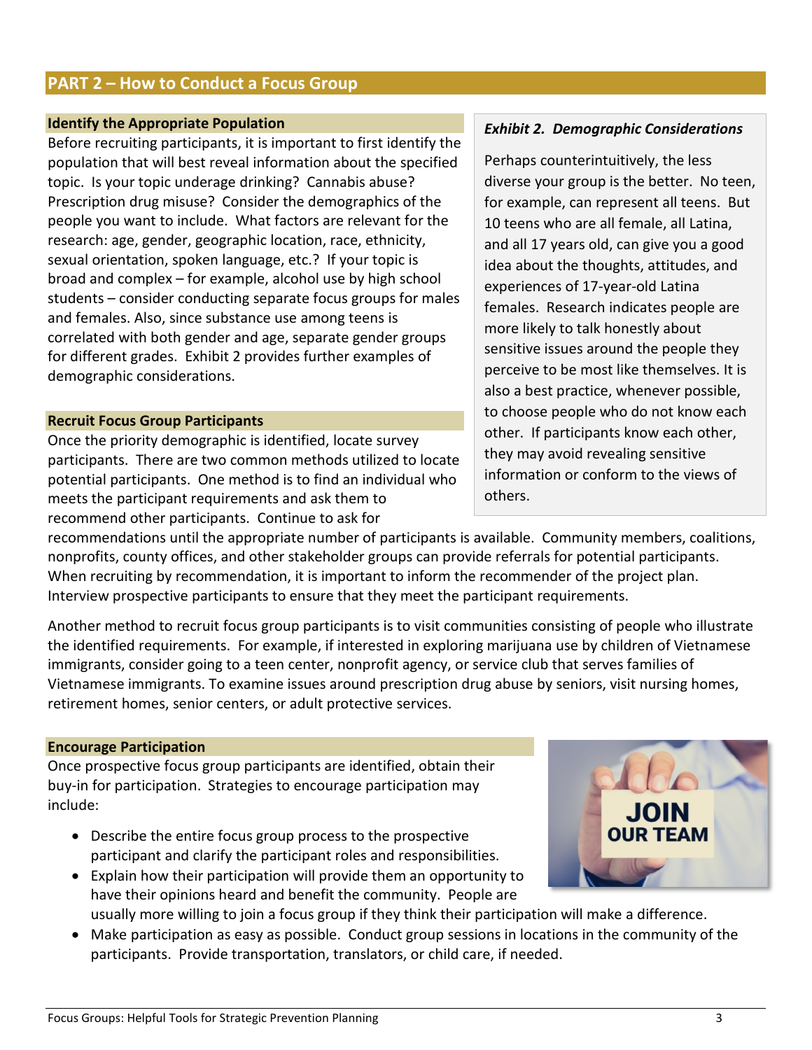## PART 2 – How to Conduct a Focus Group

### Identify the Appropriate Population

Before recruiting participants, it is important to first identify the population that will best reveal information about the specified topic. Is your topic underage drinking? Cannabis abuse? Prescription drug misuse? Consider the demographics of the people you want to include. What factors are relevant for the research: age, gender, geographic location, race, ethnicity, sexual orientation, spoken language, etc.? If your topic is broad and complex – for example, alcohol use by high school students – consider conducting separate focus groups for males and females. Also, since substance use among teens is correlated with both gender and age, separate gender groups for different grades. Exhibit 2 provides further examples of demographic considerations.

> ***Exhibit 2. Demographic Considerations***
>
> Perhaps counterintuitively, the less diverse your group is the better. No teen, for example, can represent all teens. But 10 teens who are all female, all Latina, and all 17 years old, can give you a good idea about the thoughts, attitudes, and experiences of 17-year-old Latina females. Research indicates people are more likely to talk honestly about sensitive issues around the people they perceive to be most like themselves. It is also a best practice, whenever possible, to choose people who do not know each other. If participants know each other, they may avoid revealing sensitive information or conform to the views of others.

### Recruit Focus Group Participants

Once the priority demographic is identified, locate survey participants. There are two common methods utilized to locate potential participants. One method is to find an individual who meets the participant requirements and ask them to recommend other participants. Continue to ask for recommendations until the appropriate number of participants is available. Community members, coalitions, nonprofits, county offices, and other stakeholder groups can provide referrals for potential participants. When recruiting by recommendation, it is important to inform the recommender of the project plan. Interview prospective participants to ensure that they meet the participant requirements.

Another method to recruit focus group participants is to visit communities consisting of people who illustrate the identified requirements. For example, if interested in exploring marijuana use by children of Vietnamese immigrants, consider going to a teen center, nonprofit agency, or service club that serves families of Vietnamese immigrants. To examine issues around prescription drug abuse by seniors, visit nursing homes, retirement homes, senior centers, or adult protective services.

### Encourage Participation

Once prospective focus group participants are identified, obtain their buy-in for participation. Strategies to encourage participation may include:

- Describe the entire focus group process to the prospective participant and clarify the participant roles and responsibilities.
- Explain how their participation will provide them an opportunity to have their opinions heard and benefit the community. People are usually more willing to join a focus group if they think their participation will make a difference.
- Make participation as easy as possible. Conduct group sessions in locations in the community of the participants. Provide transportation, translators, or child care, if needed.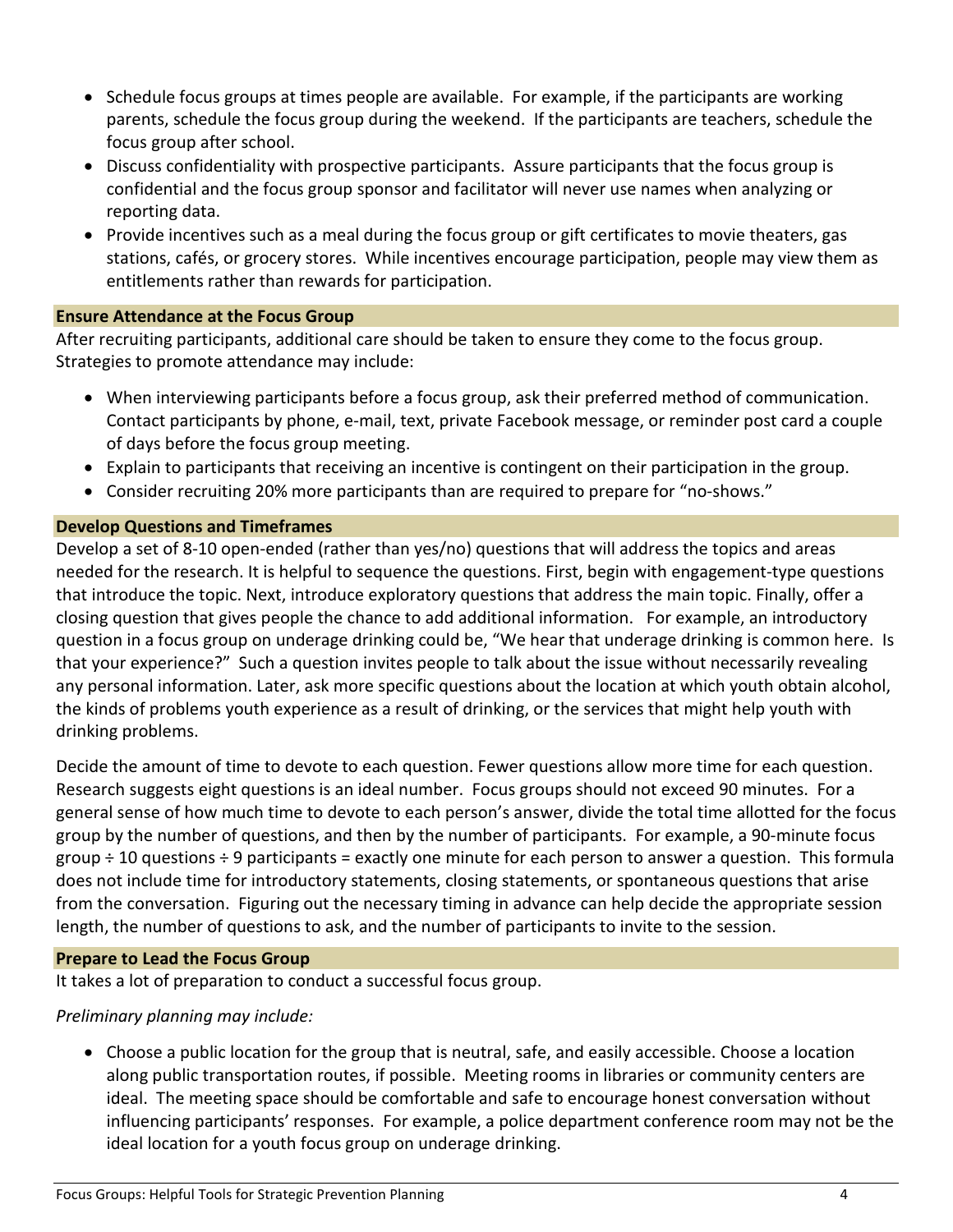- Schedule focus groups at times people are available. For example, if the participants are working parents, schedule the focus group during the weekend. If the participants are teachers, schedule the focus group after school.
- Discuss confidentiality with prospective participants. Assure participants that the focus group is confidential and the focus group sponsor and facilitator will never use names when analyzing or reporting data.
- Provide incentives such as a meal during the focus group or gift certificates to movie theaters, gas stations, cafés, or grocery stores. While incentives encourage participation, people may view them as entitlements rather than rewards for participation.

## Ensure Attendance at the Focus Group

After recruiting participants, additional care should be taken to ensure they come to the focus group. Strategies to promote attendance may include:

- When interviewing participants before a focus group, ask their preferred method of communication. Contact participants by phone, e-mail, text, private Facebook message, or reminder post card a couple of days before the focus group meeting.
- Explain to participants that receiving an incentive is contingent on their participation in the group.
- Consider recruiting 20% more participants than are required to prepare for "no-shows."

## Develop Questions and Timeframes

Develop a set of 8-10 open-ended (rather than yes/no) questions that will address the topics and areas needed for the research. It is helpful to sequence the questions. First, begin with engagement-type questions that introduce the topic. Next, introduce exploratory questions that address the main topic. Finally, offer a closing question that gives people the chance to add additional information. For example, an introductory question in a focus group on underage drinking could be, "We hear that underage drinking is common here. Is that your experience?" Such a question invites people to talk about the issue without necessarily revealing any personal information. Later, ask more specific questions about the location at which youth obtain alcohol, the kinds of problems youth experience as a result of drinking, or the services that might help youth with drinking problems.

Decide the amount of time to devote to each question. Fewer questions allow more time for each question. Research suggests eight questions is an ideal number. Focus groups should not exceed 90 minutes. For a general sense of how much time to devote to each person's answer, divide the total time allotted for the focus group by the number of questions, and then by the number of participants. For example, a 90-minute focus group ÷ 10 questions ÷ 9 participants = exactly one minute for each person to answer a question. This formula does not include time for introductory statements, closing statements, or spontaneous questions that arise from the conversation. Figuring out the necessary timing in advance can help decide the appropriate session length, the number of questions to ask, and the number of participants to invite to the session.

## Prepare to Lead the Focus Group

It takes a lot of preparation to conduct a successful focus group.

*Preliminary planning may include:*

- Choose a public location for the group that is neutral, safe, and easily accessible. Choose a location along public transportation routes, if possible. Meeting rooms in libraries or community centers are ideal. The meeting space should be comfortable and safe to encourage honest conversation without influencing participants' responses. For example, a police department conference room may not be the ideal location for a youth focus group on underage drinking.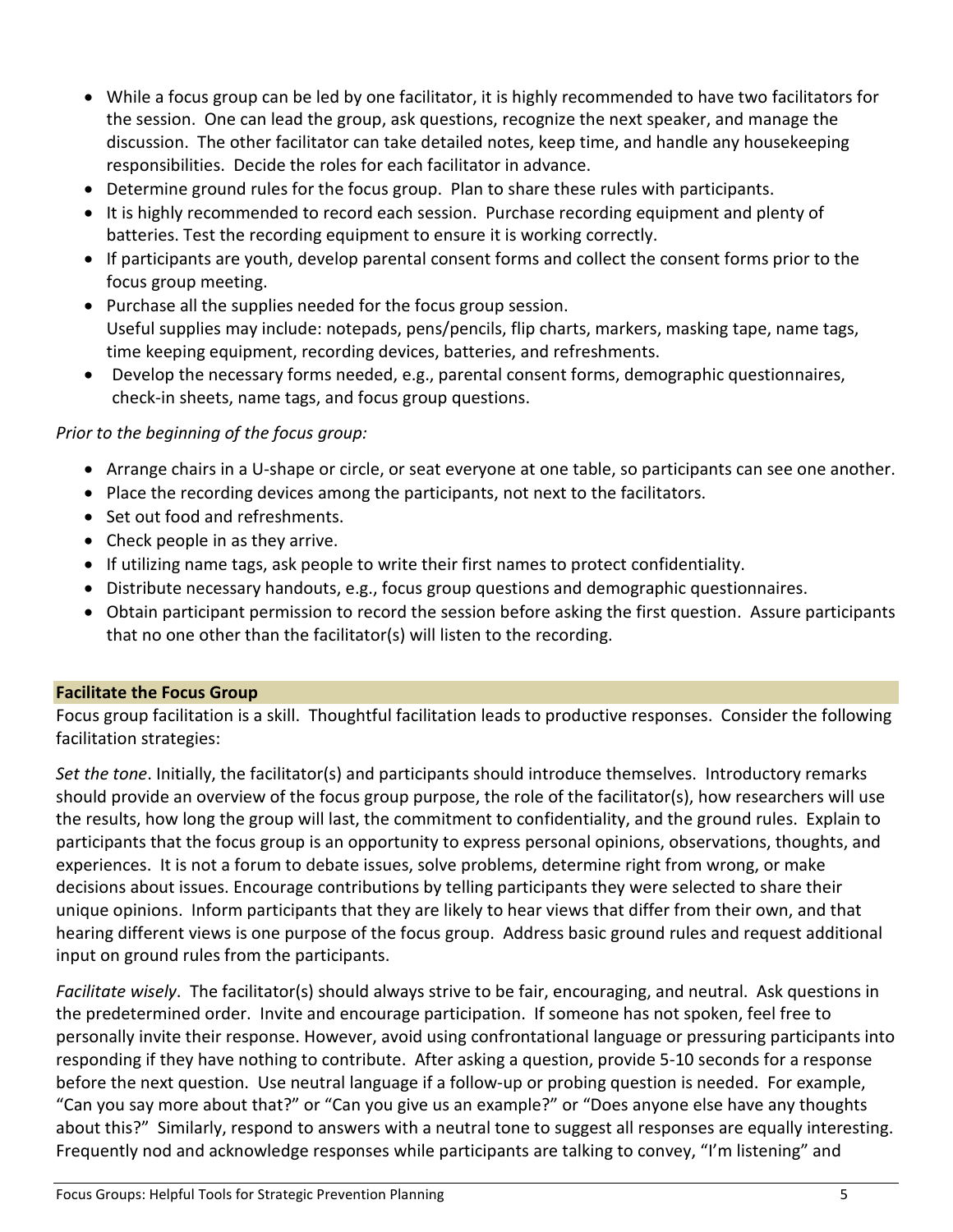- While a focus group can be led by one facilitator, it is highly recommended to have two facilitators for the session. One can lead the group, ask questions, recognize the next speaker, and manage the discussion. The other facilitator can take detailed notes, keep time, and handle any housekeeping responsibilities. Decide the roles for each facilitator in advance.
- Determine ground rules for the focus group. Plan to share these rules with participants.
- It is highly recommended to record each session. Purchase recording equipment and plenty of batteries. Test the recording equipment to ensure it is working correctly.
- If participants are youth, develop parental consent forms and collect the consent forms prior to the focus group meeting.
- Purchase all the supplies needed for the focus group session.
  Useful supplies may include: notepads, pens/pencils, flip charts, markers, masking tape, name tags, time keeping equipment, recording devices, batteries, and refreshments.
- Develop the necessary forms needed, e.g., parental consent forms, demographic questionnaires, check-in sheets, name tags, and focus group questions.

*Prior to the beginning of the focus group:*

- Arrange chairs in a U-shape or circle, or seat everyone at one table, so participants can see one another.
- Place the recording devices among the participants, not next to the facilitators.
- Set out food and refreshments.
- Check people in as they arrive.
- If utilizing name tags, ask people to write their first names to protect confidentiality.
- Distribute necessary handouts, e.g., focus group questions and demographic questionnaires.
- Obtain participant permission to record the session before asking the first question. Assure participants that no one other than the facilitator(s) will listen to the recording.

## Facilitate the Focus Group

Focus group facilitation is a skill. Thoughtful facilitation leads to productive responses. Consider the following facilitation strategies:

*Set the tone*. Initially, the facilitator(s) and participants should introduce themselves. Introductory remarks should provide an overview of the focus group purpose, the role of the facilitator(s), how researchers will use the results, how long the group will last, the commitment to confidentiality, and the ground rules. Explain to participants that the focus group is an opportunity to express personal opinions, observations, thoughts, and experiences. It is not a forum to debate issues, solve problems, determine right from wrong, or make decisions about issues. Encourage contributions by telling participants they were selected to share their unique opinions. Inform participants that they are likely to hear views that differ from their own, and that hearing different views is one purpose of the focus group. Address basic ground rules and request additional input on ground rules from the participants.

*Facilitate wisely*. The facilitator(s) should always strive to be fair, encouraging, and neutral. Ask questions in the predetermined order. Invite and encourage participation. If someone has not spoken, feel free to personally invite their response. However, avoid using confrontational language or pressuring participants into responding if they have nothing to contribute. After asking a question, provide 5-10 seconds for a response before the next question. Use neutral language if a follow-up or probing question is needed. For example, "Can you say more about that?" or "Can you give us an example?" or "Does anyone else have any thoughts about this?" Similarly, respond to answers with a neutral tone to suggest all responses are equally interesting. Frequently nod and acknowledge responses while participants are talking to convey, "I'm listening" and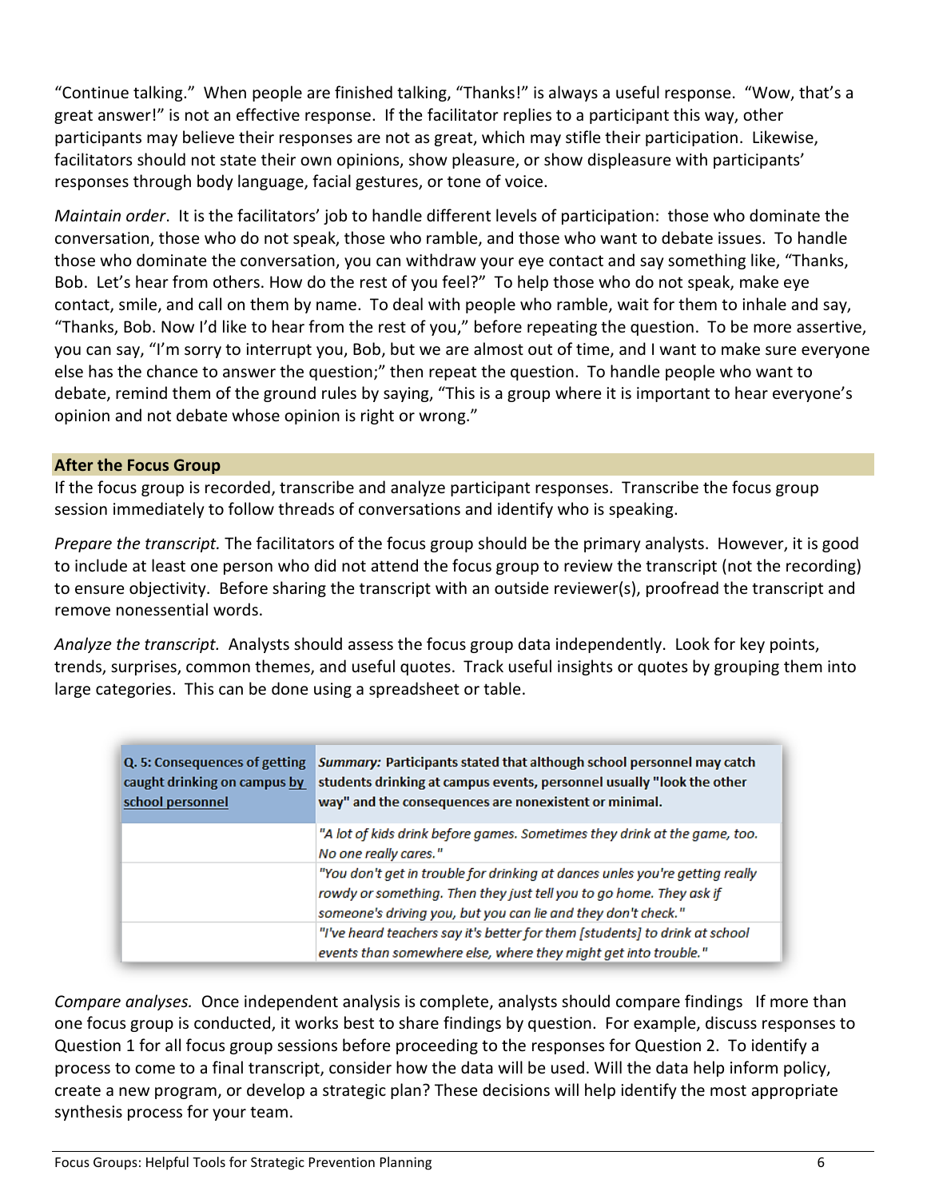"Continue talking." When people are finished talking, "Thanks!" is always a useful response. "Wow, that's a great answer!" is not an effective response. If the facilitator replies to a participant this way, other participants may believe their responses are not as great, which may stifle their participation. Likewise, facilitators should not state their own opinions, show pleasure, or show displeasure with participants' responses through body language, facial gestures, or tone of voice.

*Maintain order*. It is the facilitators' job to handle different levels of participation: those who dominate the conversation, those who do not speak, those who ramble, and those who want to debate issues. To handle those who dominate the conversation, you can withdraw your eye contact and say something like, "Thanks, Bob. Let's hear from others. How do the rest of you feel?" To help those who do not speak, make eye contact, smile, and call on them by name. To deal with people who ramble, wait for them to inhale and say, "Thanks, Bob. Now I'd like to hear from the rest of you," before repeating the question. To be more assertive, you can say, "I'm sorry to interrupt you, Bob, but we are almost out of time, and I want to make sure everyone else has the chance to answer the question;" then repeat the question. To handle people who want to debate, remind them of the ground rules by saying, "This is a group where it is important to hear everyone's opinion and not debate whose opinion is right or wrong."

## After the Focus Group

If the focus group is recorded, transcribe and analyze participant responses. Transcribe the focus group session immediately to follow threads of conversations and identify who is speaking.

*Prepare the transcript.* The facilitators of the focus group should be the primary analysts. However, it is good to include at least one person who did not attend the focus group to review the transcript (not the recording) to ensure objectivity. Before sharing the transcript with an outside reviewer(s), proofread the transcript and remove nonessential words.

*Analyze the transcript.* Analysts should assess the focus group data independently. Look for key points, trends, surprises, common themes, and useful quotes. Track useful insights or quotes by grouping them into large categories. This can be done using a spreadsheet or table.

| **Q. 5: Consequences of getting caught drinking on campus by school personnel** | ***Summary:*** **Participants stated that although school personnel may catch students drinking at campus events, personnel usually "look the other way" and the consequences are nonexistent or minimal.** |
|---|---|
| | *"A lot of kids drink before games. Sometimes they drink at the game, too. No one really cares."* |
| | *"You don't get in trouble for drinking at dances unles you're getting really rowdy or something. Then they just tell you to go home. They ask if someone's driving you, but you can lie and they don't check."* |
| | *"I've heard teachers say it's better for them [students] to drink at school events than somewhere else, where they might get into trouble."* |

*Compare analyses.* Once independent analysis is complete, analysts should compare findings If more than one focus group is conducted, it works best to share findings by question. For example, discuss responses to Question 1 for all focus group sessions before proceeding to the responses for Question 2. To identify a process to come to a final transcript, consider how the data will be used. Will the data help inform policy, create a new program, or develop a strategic plan? These decisions will help identify the most appropriate synthesis process for your team.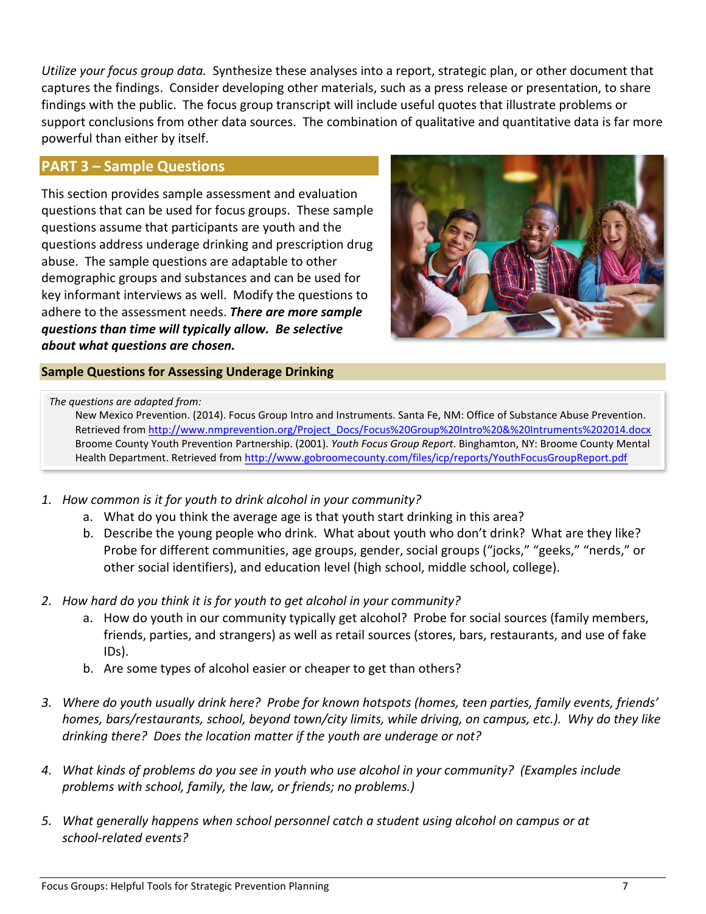*Utilize your focus group data.* Synthesize these analyses into a report, strategic plan, or other document that captures the findings. Consider developing other materials, such as a press release or presentation, to share findings with the public. The focus group transcript will include useful quotes that illustrate problems or support conclusions from other data sources. The combination of qualitative and quantitative data is far more powerful than either by itself.

## PART 3 – Sample Questions

This section provides sample assessment and evaluation questions that can be used for focus groups. These sample questions assume that participants are youth and the questions address underage drinking and prescription drug abuse. The sample questions are adaptable to other demographic groups and substances and can be used for key informant interviews as well. Modify the questions to adhere to the assessment needs. ***There are more sample questions than time will typically allow. Be selective about what questions are chosen.***

### Sample Questions for Assessing Underage Drinking

*The questions are adapted from:*

New Mexico Prevention. (2014). Focus Group Intro and Instruments. Santa Fe, NM: Office of Substance Abuse Prevention. Retrieved from http://www.nmprevention.org/Project_Docs/Focus%20Group%20Intro%20&%20Intruments%202014.docx

Broome County Youth Prevention Partnership. (2001). *Youth Focus Group Report*. Binghamton, NY: Broome County Mental Health Department. Retrieved from http://www.gobroomecounty.com/files/icp/reports/YouthFocusGroupReport.pdf

1. *How common is it for youth to drink alcohol in your community?*
   a. What do you think the average age is that youth start drinking in this area?
   b. Describe the young people who drink. What about youth who don't drink? What are they like? Probe for different communities, age groups, gender, social groups ("jocks," "geeks," "nerds," or other social identifiers), and education level (high school, middle school, college).

2. *How hard do you think it is for youth to get alcohol in your community?*
   a. How do youth in our community typically get alcohol? Probe for social sources (family members, friends, parties, and strangers) as well as retail sources (stores, bars, restaurants, and use of fake IDs).
   b. Are some types of alcohol easier or cheaper to get than others?

3. *Where do youth usually drink here? Probe for known hotspots (homes, teen parties, family events, friends' homes, bars/restaurants, school, beyond town/city limits, while driving, on campus, etc.). Why do they like drinking there? Does the location matter if the youth are underage or not?*

4. *What kinds of problems do you see in youth who use alcohol in your community? (Examples include problems with school, family, the law, or friends; no problems.)*

5. *What generally happens when school personnel catch a student using alcohol on campus or at school-related events?*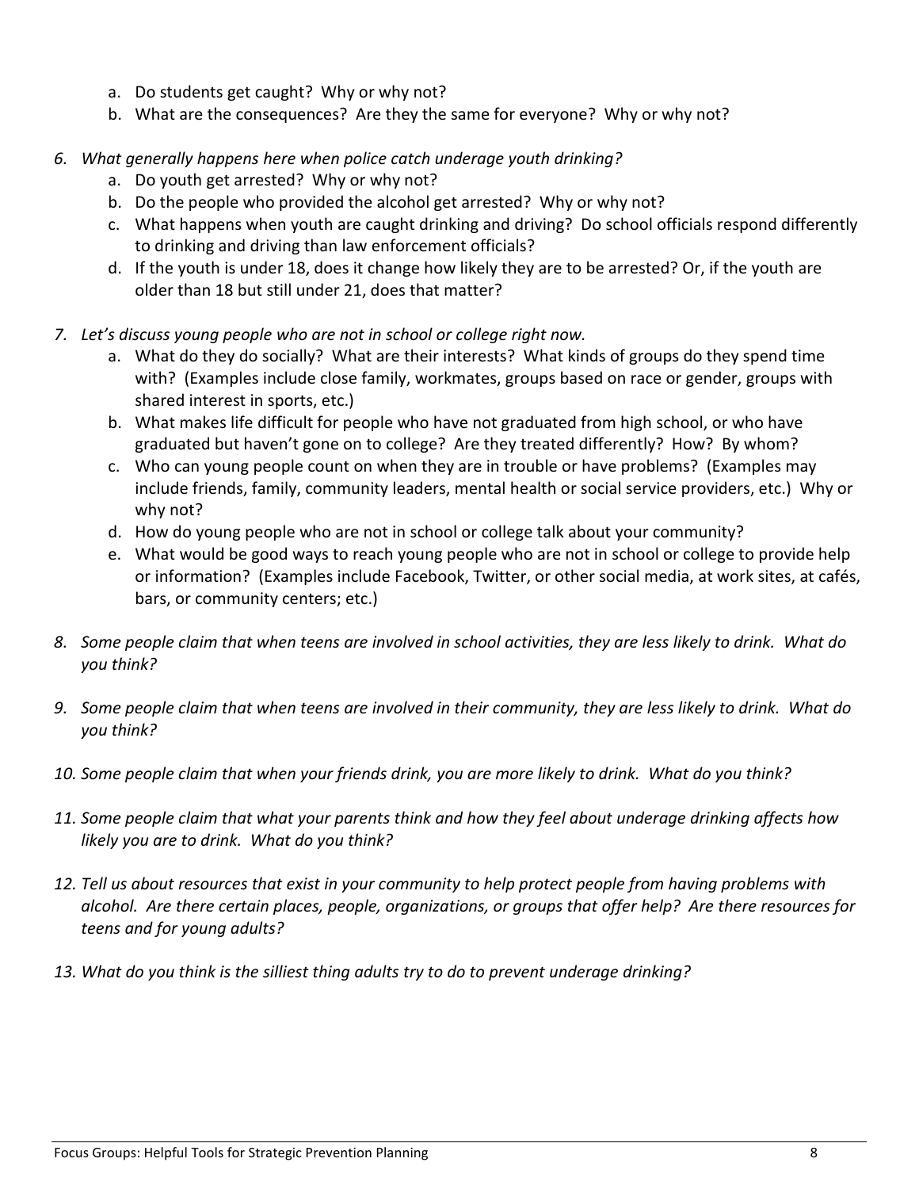a. Do students get caught? Why or why not?
   b. What are the consequences? Are they the same for everyone? Why or why not?

6. *What generally happens here when police catch underage youth drinking?*
   a. Do youth get arrested? Why or why not?
   b. Do the people who provided the alcohol get arrested? Why or why not?
   c. What happens when youth are caught drinking and driving? Do school officials respond differently to drinking and driving than law enforcement officials?
   d. If the youth is under 18, does it change how likely they are to be arrested? Or, if the youth are older than 18 but still under 21, does that matter?

7. *Let's discuss young people who are not in school or college right now.*
   a. What do they do socially? What are their interests? What kinds of groups do they spend time with? (Examples include close family, workmates, groups based on race or gender, groups with shared interest in sports, etc.)
   b. What makes life difficult for people who have not graduated from high school, or who have graduated but haven't gone on to college? Are they treated differently? How? By whom?
   c. Who can young people count on when they are in trouble or have problems? (Examples may include friends, family, community leaders, mental health or social service providers, etc.) Why or why not?
   d. How do young people who are not in school or college talk about your community?
   e. What would be good ways to reach young people who are not in school or college to provide help or information? (Examples include Facebook, Twitter, or other social media, at work sites, at cafés, bars, or community centers; etc.)

8. *Some people claim that when teens are involved in school activities, they are less likely to drink. What do you think?*

9. *Some people claim that when teens are involved in their community, they are less likely to drink. What do you think?*

10. *Some people claim that when your friends drink, you are more likely to drink. What do you think?*

11. *Some people claim that what your parents think and how they feel about underage drinking affects how likely you are to drink. What do you think?*

12. *Tell us about resources that exist in your community to help protect people from having problems with alcohol. Are there certain places, people, organizations, or groups that offer help? Are there resources for teens and for young adults?*

13. *What do you think is the silliest thing adults try to do to prevent underage drinking?*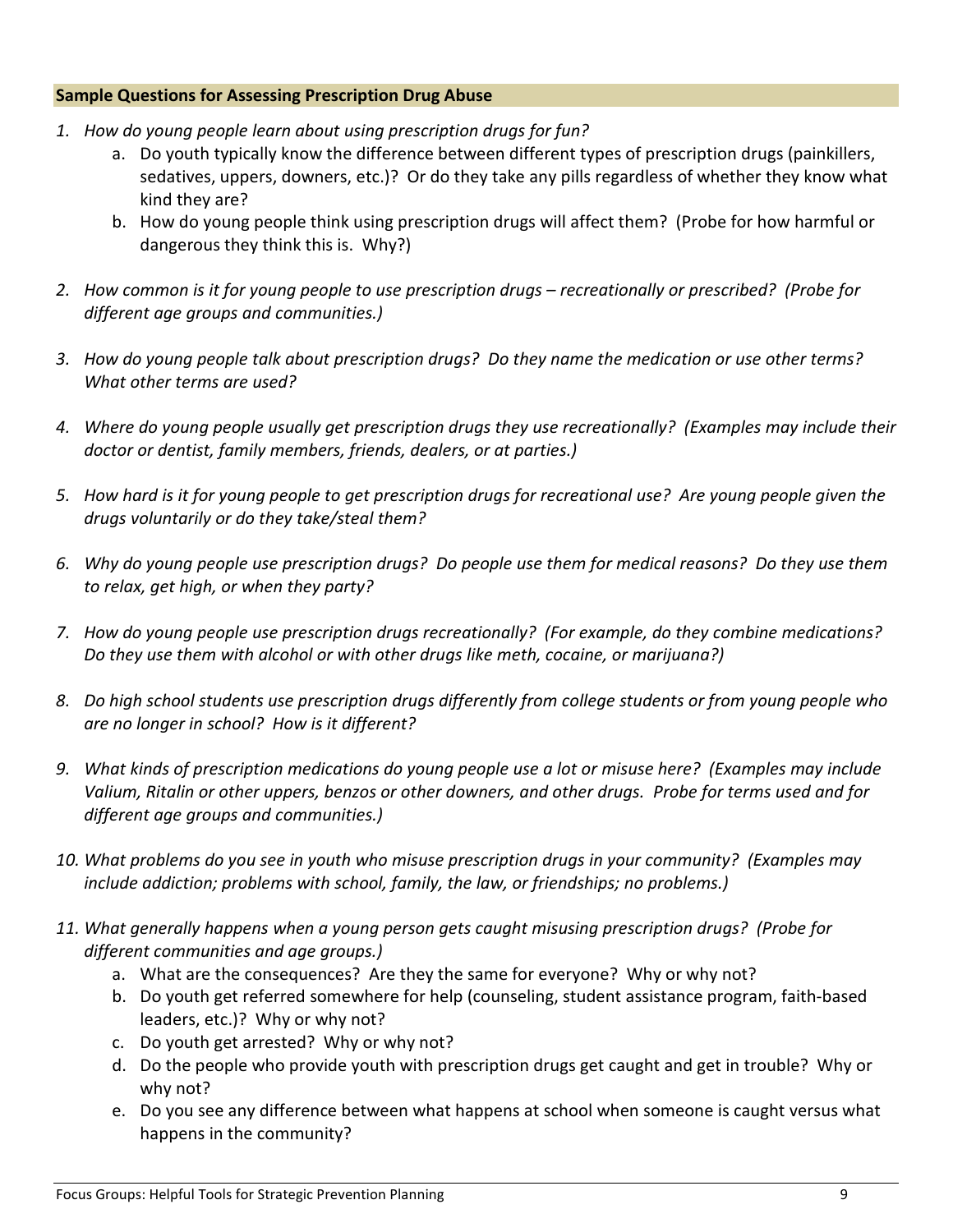**Sample Questions for Assessing Prescription Drug Abuse**

1. *How do young people learn about using prescription drugs for fun?*
   a. Do youth typically know the difference between different types of prescription drugs (painkillers, sedatives, uppers, downers, etc.)? Or do they take any pills regardless of whether they know what kind they are?
   b. How do young people think using prescription drugs will affect them? (Probe for how harmful or dangerous they think this is. Why?)

2. *How common is it for young people to use prescription drugs – recreationally or prescribed? (Probe for different age groups and communities.)*

3. *How do young people talk about prescription drugs? Do they name the medication or use other terms? What other terms are used?*

4. *Where do young people usually get prescription drugs they use recreationally? (Examples may include their doctor or dentist, family members, friends, dealers, or at parties.)*

5. *How hard is it for young people to get prescription drugs for recreational use? Are young people given the drugs voluntarily or do they take/steal them?*

6. *Why do young people use prescription drugs? Do people use them for medical reasons? Do they use them to relax, get high, or when they party?*

7. *How do young people use prescription drugs recreationally? (For example, do they combine medications? Do they use them with alcohol or with other drugs like meth, cocaine, or marijuana?)*

8. *Do high school students use prescription drugs differently from college students or from young people who are no longer in school? How is it different?*

9. *What kinds of prescription medications do young people use a lot or misuse here? (Examples may include Valium, Ritalin or other uppers, benzos or other downers, and other drugs. Probe for terms used and for different age groups and communities.)*

10. *What problems do you see in youth who misuse prescription drugs in your community? (Examples may include addiction; problems with school, family, the law, or friendships; no problems.)*

11. *What generally happens when a young person gets caught misusing prescription drugs? (Probe for different communities and age groups.)*
    a. What are the consequences? Are they the same for everyone? Why or why not?
    b. Do youth get referred somewhere for help (counseling, student assistance program, faith-based leaders, etc.)? Why or why not?
    c. Do youth get arrested? Why or why not?
    d. Do the people who provide youth with prescription drugs get caught and get in trouble? Why or why not?
    e. Do you see any difference between what happens at school when someone is caught versus what happens in the community?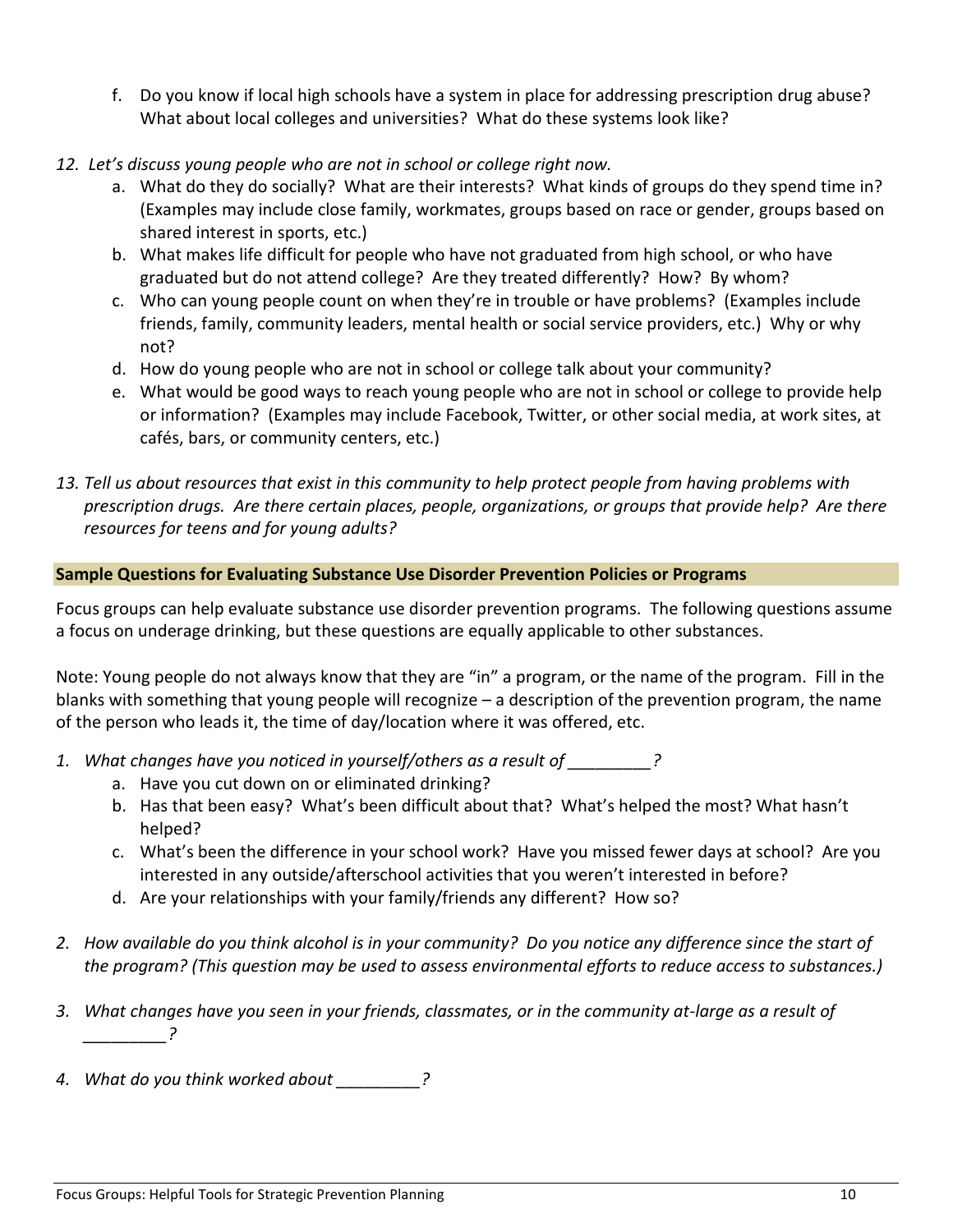f. Do you know if local high schools have a system in place for addressing prescription drug abuse? What about local colleges and universities? What do these systems look like?

*12. Let's discuss young people who are not in school or college right now.*

a. What do they do socially? What are their interests? What kinds of groups do they spend time in? (Examples may include close family, workmates, groups based on race or gender, groups based on shared interest in sports, etc.)

b. What makes life difficult for people who have not graduated from high school, or who have graduated but do not attend college? Are they treated differently? How? By whom?

c. Who can young people count on when they're in trouble or have problems? (Examples include friends, family, community leaders, mental health or social service providers, etc.) Why or why not?

d. How do young people who are not in school or college talk about your community?

e. What would be good ways to reach young people who are not in school or college to provide help or information? (Examples may include Facebook, Twitter, or other social media, at work sites, at cafés, bars, or community centers, etc.)

*13. Tell us about resources that exist in this community to help protect people from having problems with prescription drugs. Are there certain places, people, organizations, or groups that provide help? Are there resources for teens and for young adults?*

**Sample Questions for Evaluating Substance Use Disorder Prevention Policies or Programs**

Focus groups can help evaluate substance use disorder prevention programs. The following questions assume a focus on underage drinking, but these questions are equally applicable to other substances.

Note: Young people do not always know that they are "in" a program, or the name of the program. Fill in the blanks with something that young people will recognize – a description of the prevention program, the name of the person who leads it, the time of day/location where it was offered, etc.

1. *What changes have you noticed in yourself/others as a result of _________?*
   a. Have you cut down on or eliminated drinking?
   b. Has that been easy? What's been difficult about that? What's helped the most? What hasn't helped?
   c. What's been the difference in your school work? Have you missed fewer days at school? Are you interested in any outside/afterschool activities that you weren't interested in before?
   d. Are your relationships with your family/friends any different? How so?

2. *How available do you think alcohol is in your community? Do you notice any difference since the start of the program? (This question may be used to assess environmental efforts to reduce access to substances.)*

3. *What changes have you seen in your friends, classmates, or in the community at-large as a result of _________?*

4. *What do you think worked about _________?*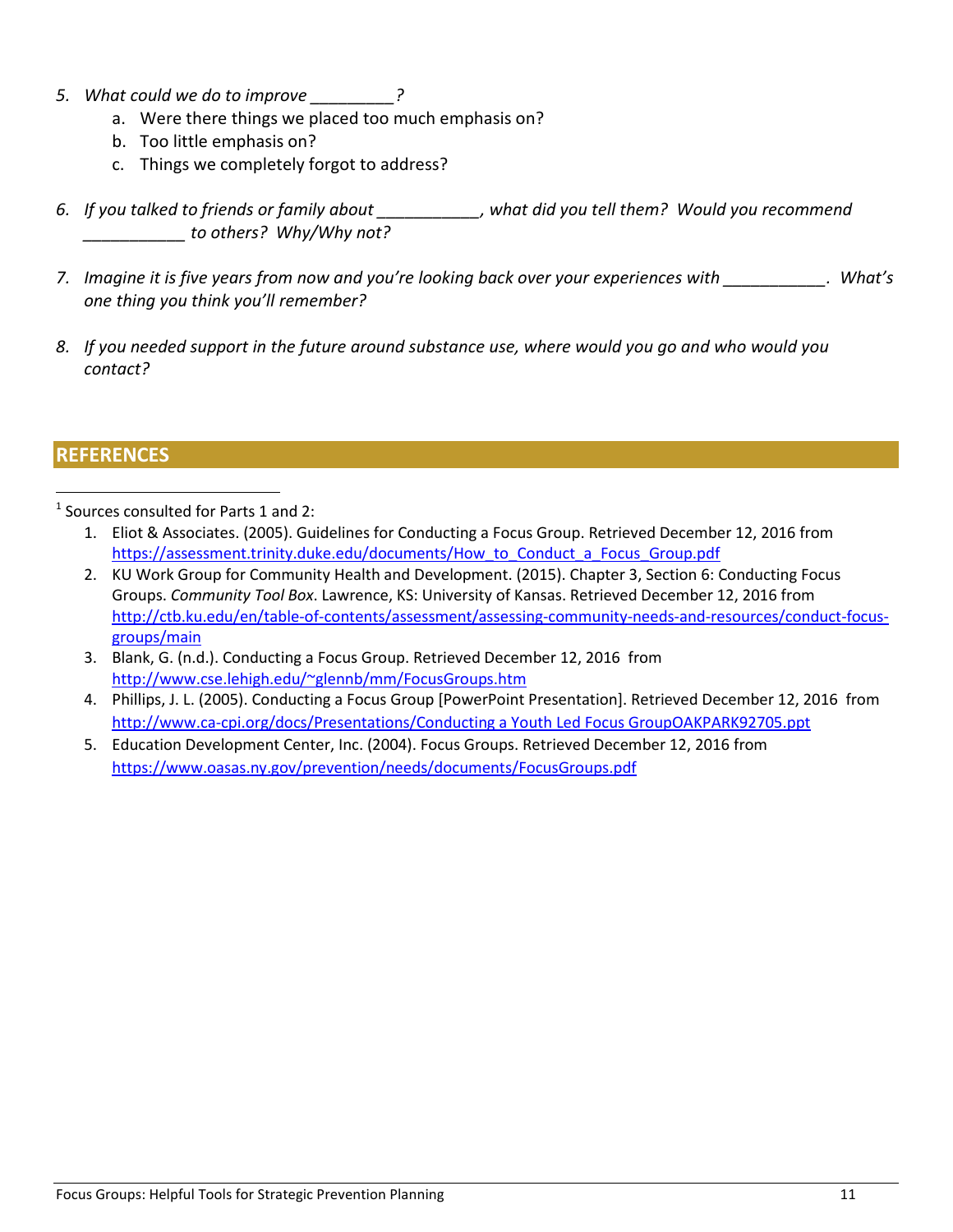5. *What could we do to improve _________?*
    a. Were there things we placed too much emphasis on?
    b. Too little emphasis on?
    c. Things we completely forgot to address?

6. *If you talked to friends or family about ___________, what did you tell them? Would you recommend ___________ to others? Why/Why not?*

7. *Imagine it is five years from now and you're looking back over your experiences with ___________. What's one thing you think you'll remember?*

8. *If you needed support in the future around substance use, where would you go and who would you contact?*

## REFERENCES

[1] Sources consulted for Parts 1 and 2:

1. Eliot & Associates. (2005). Guidelines for Conducting a Focus Group. Retrieved December 12, 2016 from https://assessment.trinity.duke.edu/documents/How_to_Conduct_a_Focus_Group.pdf
2. KU Work Group for Community Health and Development. (2015). Chapter 3, Section 6: Conducting Focus Groups. *Community Tool Box*. Lawrence, KS: University of Kansas. Retrieved December 12, 2016 from http://ctb.ku.edu/en/table-of-contents/assessment/assessing-community-needs-and-resources/conduct-focus-groups/main
3. Blank, G. (n.d.). Conducting a Focus Group. Retrieved December 12, 2016 from http://www.cse.lehigh.edu/~glennb/mm/FocusGroups.htm
4. Phillips, J. L. (2005). Conducting a Focus Group [PowerPoint Presentation]. Retrieved December 12, 2016 from http://www.ca-cpi.org/docs/Presentations/Conducting a Youth Led Focus GroupOAKPARK92705.ppt
5. Education Development Center, Inc. (2004). Focus Groups. Retrieved December 12, 2016 from https://www.oasas.ny.gov/prevention/needs/documents/FocusGroups.pdf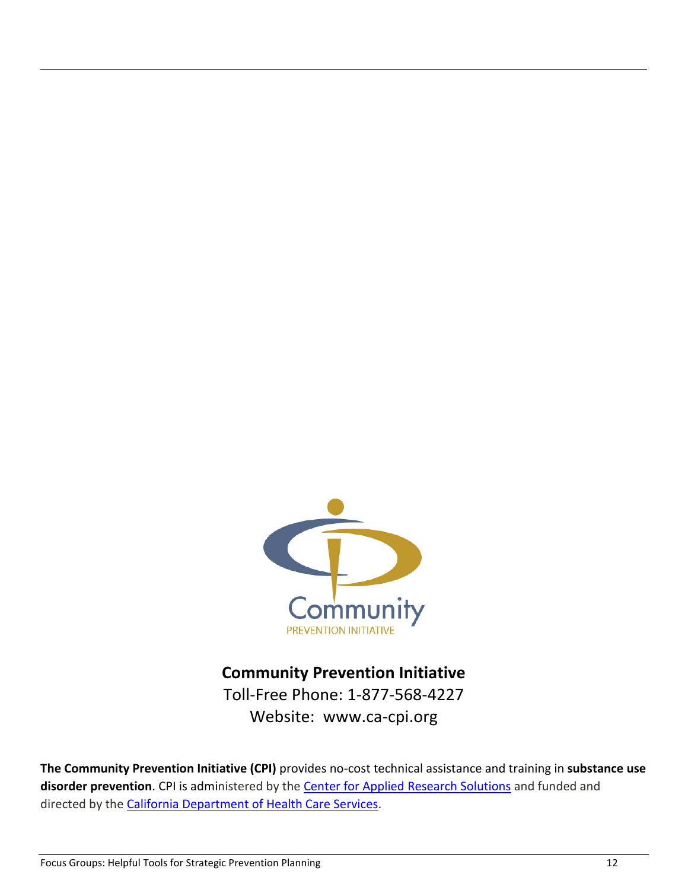**Community Prevention Initiative**

Toll-Free Phone: 1-877-568-4227

Website: www.ca-cpi.org

**The Community Prevention Initiative (CPI)** provides no-cost technical assistance and training in **substance use disorder prevention**. CPI is administered by the Center for Applied Research Solutions and funded and directed by the California Department of Health Care Services.